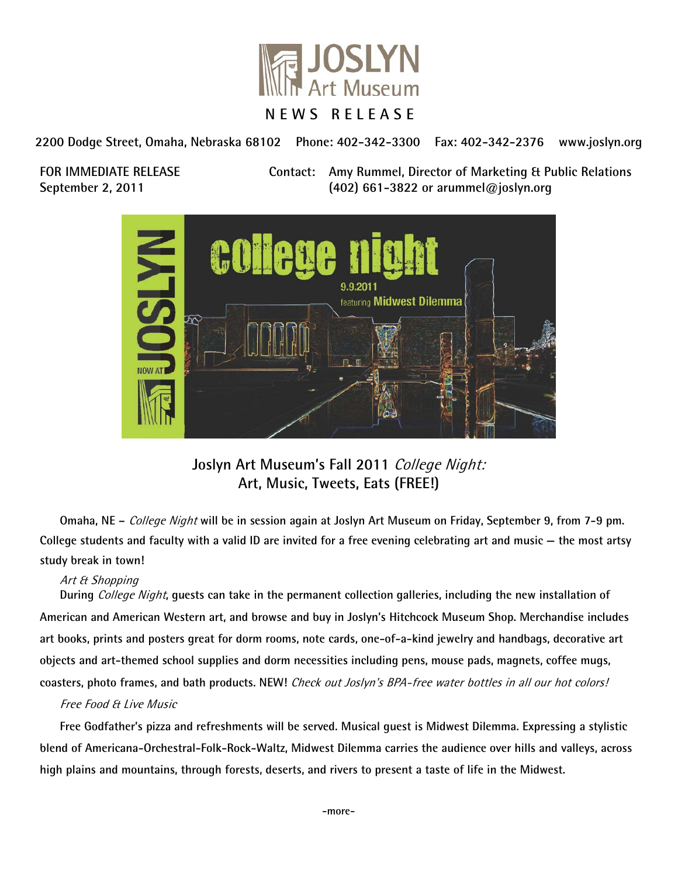JOSLYN Art Museum

NEWS RELEASE

2200 Dodge Street, Omaha, Nebraska 68102 Phone: 402-342-3300 Fax: 402-342-2376 www.joslyn.org

FOR IMMEDIATE RELEASE
September 2, 2011

Contact: Amy Rummel, Director of Marketing & Public Relations
(402) 661-3822 or arummel@joslyn.org

## Joslyn Art Museum's Fall 2011 *College Night:* Art, Music, Tweets, Eats (FREE!)

**Omaha, NE –** *College Night* will be in session again at Joslyn Art Museum on Friday, September 9, from 7-9 pm. College students and faculty with a valid ID are invited for a free evening celebrating art and music — the most artsy study break in town!

*Art & Shopping*

During *College Night*, guests can take in the permanent collection galleries, including the new installation of American and American Western art, and browse and buy in Joslyn's Hitchcock Museum Shop. Merchandise includes art books, prints and posters great for dorm rooms, note cards, one-of-a-kind jewelry and handbags, decorative art objects and art-themed school supplies and dorm necessities including pens, mouse pads, magnets, coffee mugs, coasters, photo frames, and bath products. NEW! *Check out Joslyn's BPA-free water bottles in all our hot colors!*

*Free Food & Live Music*

Free Godfather's pizza and refreshments will be served. Musical guest is Midwest Dilemma. Expressing a stylistic blend of Americana-Orchestral-Folk-Rock-Waltz, Midwest Dilemma carries the audience over hills and valleys, across high plains and mountains, through forests, deserts, and rivers to present a taste of life in the Midwest.

-more-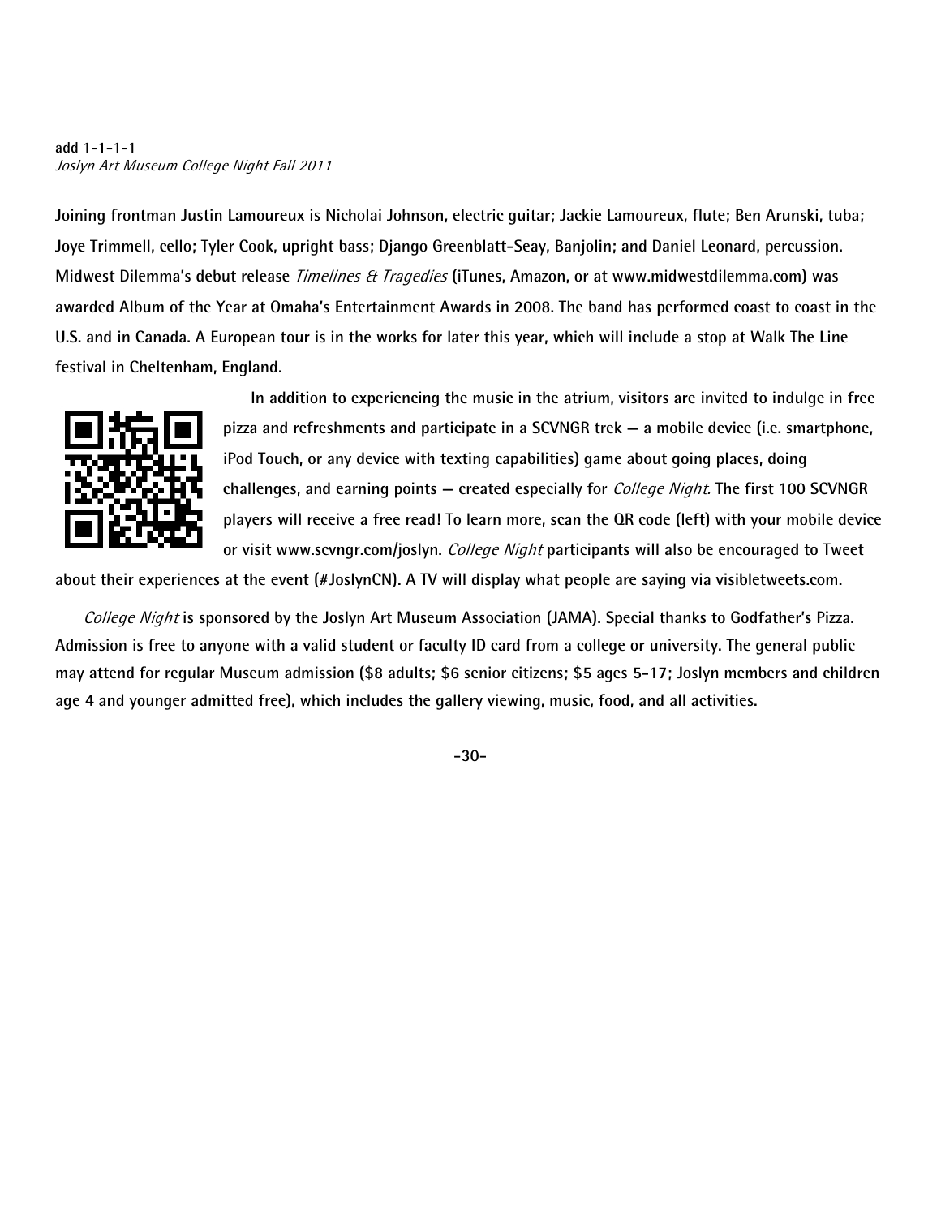**add 1-1-1-1**
*Joslyn Art Museum College Night Fall 2011*

**Joining frontman Justin Lamoureux is Nicholai Johnson, electric guitar; Jackie Lamoureux, flute; Ben Arunski, tuba; Joye Trimmell, cello; Tyler Cook, upright bass; Django Greenblatt-Seay, Banjolin; and Daniel Leonard, percussion. Midwest Dilemma's debut release** ***Timelines & Tragedies*** **(iTunes, Amazon, or at www.midwestdilemma.com) was awarded Album of the Year at Omaha's Entertainment Awards in 2008. The band has performed coast to coast in the U.S. and in Canada. A European tour is in the works for later this year, which will include a stop at Walk The Line festival in Cheltenham, England.**

**In addition to experiencing the music in the atrium, visitors are invited to indulge in free pizza and refreshments and participate in a SCVNGR trek — a mobile device (i.e. smartphone, iPod Touch, or any device with texting capabilities) game about going places, doing challenges, and earning points — created especially for** ***College Night*****. The first 100 SCVNGR players will receive a free read! To learn more, scan the QR code (left) with your mobile device or visit www.scvngr.com/joslyn.** ***College Night*** **participants will also be encouraged to Tweet about their experiences at the event (#JoslynCN). A TV will display what people are saying via visibletweets.com.**

***College Night*** **is sponsored by the Joslyn Art Museum Association (JAMA). Special thanks to Godfather's Pizza. Admission is free to anyone with a valid student or faculty ID card from a college or university. The general public may attend for regular Museum admission ($8 adults; $6 senior citizens; $5 ages 5-17; Joslyn members and children age 4 and younger admitted free), which includes the gallery viewing, music, food, and all activities.**

**-30-**